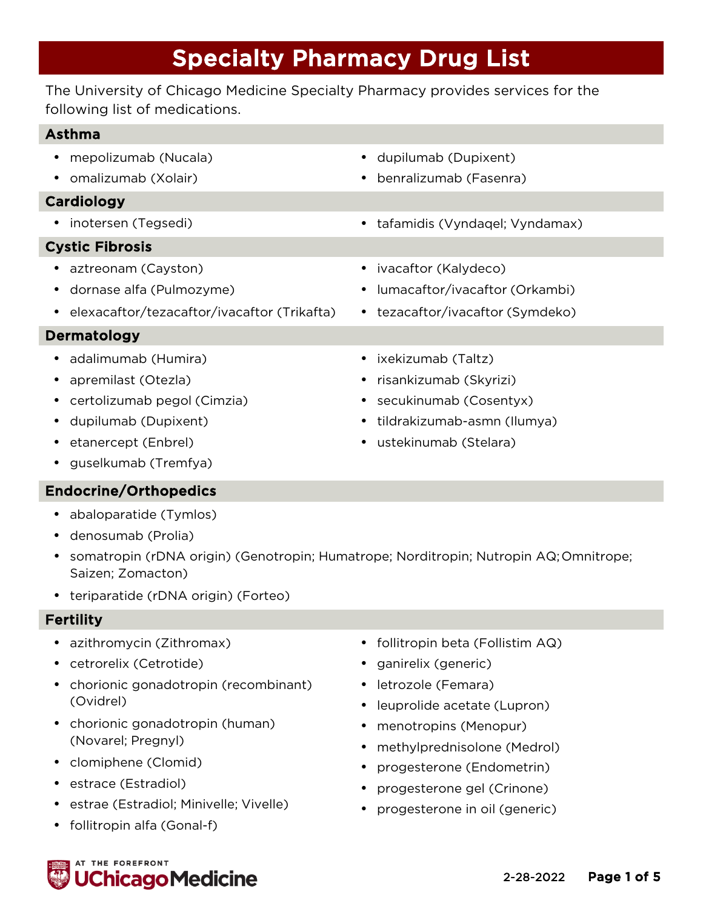# Specialty Pharmacy Drug List

The University of Chicago Medicine Specialty Pharmacy provides services for the following list of medications.

## Asthma

- mepolizumab (Nucala)
- omalizumab (Xolair)
- dupilumab (Dupixent)
- benralizumab (Fasenra)

## Cardiology

- inotersen (Tegsedi)
- tafamidis (Vyndaqel; Vyndamax)

## Cystic Fibrosis

- aztreonam (Cayston)
- dornase alfa (Pulmozyme)
- elexacaftor/tezacaftor/ivacaftor (Trikafta)
- ivacaftor (Kalydeco)
- lumacaftor/ivacaftor (Orkambi)
- tezacaftor/ivacaftor (Symdeko)

## Dermatology

- adalimumab (Humira)
- apremilast (Otezla)
- certolizumab pegol (Cimzia)
- dupilumab (Dupixent)
- etanercept (Enbrel)
- guselkumab (Tremfya)
- ixekizumab (Taltz)
- risankizumab (Skyrizi)
- secukinumab (Cosentyx)
- tildrakizumab-asmn (Ilumya)
- ustekinumab (Stelara)

## Endocrine/Orthopedics

- abaloparatide (Tymlos)
- denosumab (Prolia)
- somatropin (rDNA origin) (Genotropin; Humatrope; Norditropin; Nutropin AQ; Omnitrope; Saizen; Zomacton)
- teriparatide (rDNA origin) (Forteo)

## Fertility

- azithromycin (Zithromax)
- cetrorelix (Cetrotide)
- chorionic gonadotropin (recombinant) (Ovidrel)
- chorionic gonadotropin (human) (Novarel; Pregnyl)
- clomiphene (Clomid)
- estrace (Estradiol)
- estrae (Estradiol; Minivelle; Vivelle)
- follitropin alfa (Gonal-f)
- follitropin beta (Follistim AQ)
- ganirelix (generic)
- letrozole (Femara)
- leuprolide acetate (Lupron)
- menotropins (Menopur)
- methylprednisolone (Medrol)
- progesterone (Endometrin)
- progesterone gel (Crinone)
- progesterone in oil (generic)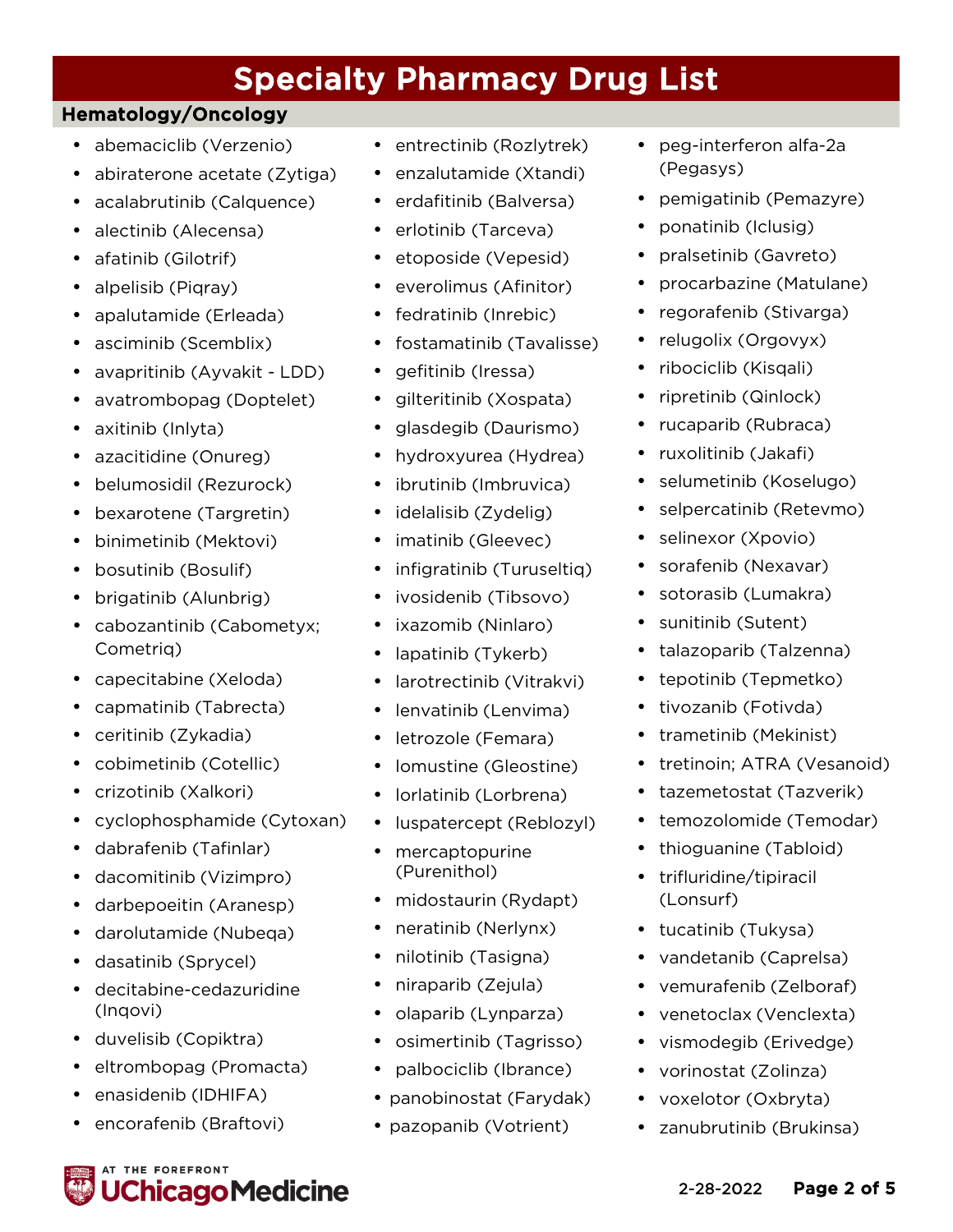# Specialty Pharmacy Drug List

## Hematology/Oncology

- abemaciclib (Verzenio)
- abiraterone acetate (Zytiga)
- acalabrutinib (Calquence)
- alectinib (Alecensa)
- afatinib (Gilotrif)
- alpelisib (Piqray)
- apalutamide (Erleada)
- asciminib (Scemblix)
- avapritinib (Ayvakit - LDD)
- avatrombopag (Doptelet)
- axitinib (Inlyta)
- azacitidine (Onureg)
- belumosidil (Rezurock)
- bexarotene (Targretin)
- binimetinib (Mektovi)
- bosutinib (Bosulif)
- brigatinib (Alunbrig)
- cabozantinib (Cabometyx; Cometriq)
- capecitabine (Xeloda)
- capmatinib (Tabrecta)
- ceritinib (Zykadia)
- cobimetinib (Cotellic)
- crizotinib (Xalkori)
- cyclophosphamide (Cytoxan)
- dabrafenib (Tafinlar)
- dacomitinib (Vizimpro)
- darbepoeitin (Aranesp)
- darolutamide (Nubeqa)
- dasatinib (Sprycel)
- decitabine-cedazuridine (Inqovi)
- duvelisib (Copiktra)
- eltrombopag (Promacta)
- enasidenib (IDHIFA)
- encorafenib (Braftovi)
- entrectinib (Rozlytrek)
- enzalutamide (Xtandi)
- erdafitinib (Balversa)
- erlotinib (Tarceva)
- etoposide (Vepesid)
- everolimus (Afinitor)
- fedratinib (Inrebic)
- fostamatinib (Tavalisse)
- gefitinib (Iressa)
- gilteritinib (Xospata)
- glasdegib (Daurismo)
- hydroxyurea (Hydrea)
- ibrutinib (Imbruvica)
- idelalisib (Zydelig)
- imatinib (Gleevec)
- infigratinib (Truseltiq)
- ivosidenib (Tibsovo)
- ixazomib (Ninlaro)
- lapatinib (Tykerb)
- larotrectinib (Vitrakvi)
- lenvatinib (Lenvima)
- letrozole (Femara)
- lomustine (Gleostine)
- lorlatinib (Lorbrena)
- luspatercept (Reblozyl)
- mercaptopurine (Purenithol)
- midostaurin (Rydapt)
- neratinib (Nerlynx)
- nilotinib (Tasigna)
- niraparib (Zejula)
- olaparib (Lynparza)
- osimertinib (Tagrisso)
- palbociclib (Ibrance)
- panobinostat (Farydak)
- pazopanib (Votrient)
- peg-interferon alfa-2a (Pegasys)
- pemigatinib (Pemazyre)
- ponatinib (Iclusig)
- pralsetinib (Gavreto)
- procarbazine (Matulane)
- regorafenib (Stivarga)
- relugolix (Orgovyx)
- ribociclib (Kisqali)
- ripretinib (Qinlock)
- rucaparib (Rubraca)
- ruxolitinib (Jakafi)
- selumetinib (Koselugo)
- selpercatinib (Retevmo)
- selinexor (Xpovio)
- sorafenib (Nexavar)
- sotorasib (Lumakra)
- sunitinib (Sutent)
- talazoparib (Talzenna)
- tepotinib (Tepmetko)
- tivozanib (Fotivda)
- trametinib (Mekinist)
- tretinoin; ATRA (Vesanoid)
- tazemetostat (Tazverik)
- temozolomide (Temodar)
- thioguanine (Tabloid)
- trifluridine/tipiracil (Lonsurf)
- tucatinib (Tukysa)
- vandetanib (Caprelsa)
- vemurafenib (Zelboraf)
- venetoclax (Venclexta)
- vismodegib (Erivedge)
- vorinostat (Zolinza)
- voxelotor (Oxbryta)
- zanubrutinib (Brukinsa)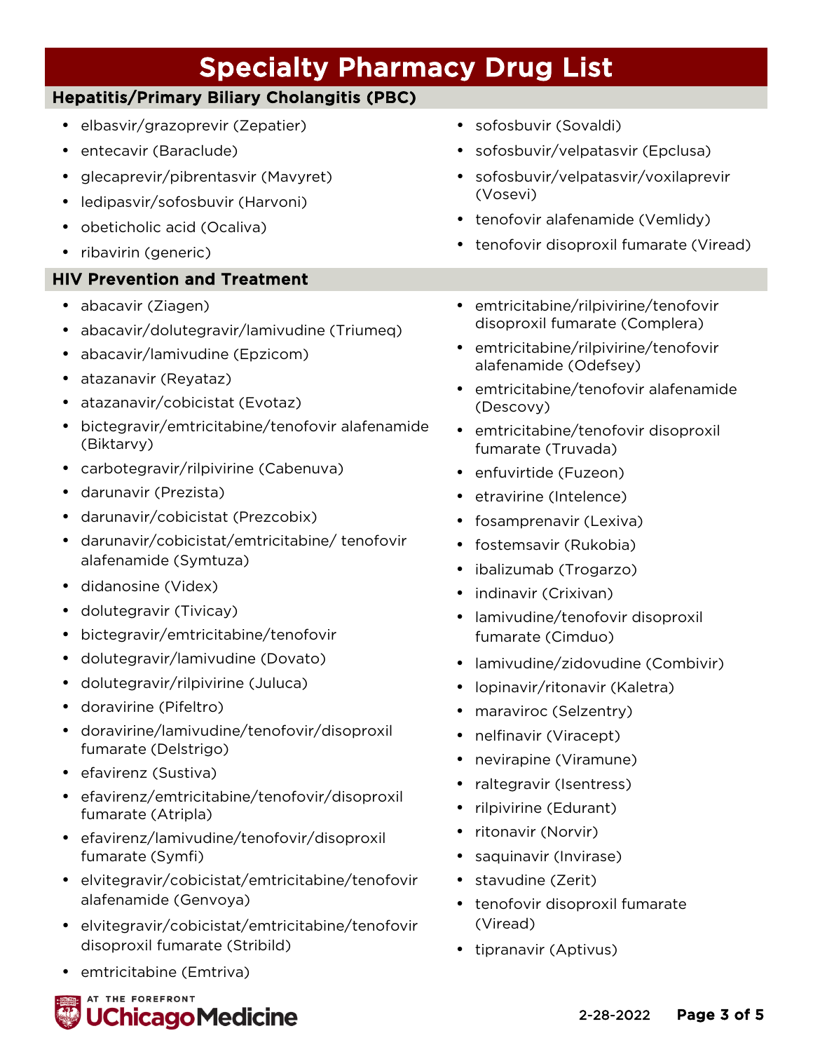# Specialty Pharmacy Drug List

## Hepatitis/Primary Biliary Cholangitis (PBC)

- elbasvir/grazoprevir (Zepatier)
- entecavir (Baraclude)
- glecaprevir/pibrentasvir (Mavyret)
- ledipasvir/sofosbuvir (Harvoni)
- obeticholic acid (Ocaliva)
- ribavirin (generic)
- sofosbuvir (Sovaldi)
- sofosbuvir/velpatasvir (Epclusa)
- sofosbuvir/velpatasvir/voxilaprevir (Vosevi)
- tenofovir alafenamide (Vemlidy)
- tenofovir disoproxil fumarate (Viread)

## HIV Prevention and Treatment

- abacavir (Ziagen)
- abacavir/dolutegravir/lamivudine (Triumeq)
- abacavir/lamivudine (Epzicom)
- atazanavir (Reyataz)
- atazanavir/cobicistat (Evotaz)
- bictegravir/emtricitabine/tenofovir alafenamide (Biktarvy)
- carbotegravir/rilpivirine (Cabenuva)
- darunavir (Prezista)
- darunavir/cobicistat (Prezcobix)
- darunavir/cobicistat/emtricitabine/ tenofovir alafenamide (Symtuza)
- didanosine (Videx)
- dolutegravir (Tivicay)
- bictegravir/emtricitabine/tenofovir
- dolutegravir/lamivudine (Dovato)
- dolutegravir/rilpivirine (Juluca)
- doravirine (Pifeltro)
- doravirine/lamivudine/tenofovir/disoproxil fumarate (Delstrigo)
- efavirenz (Sustiva)
- efavirenz/emtricitabine/tenofovir/disoproxil fumarate (Atripla)
- efavirenz/lamivudine/tenofovir/disoproxil fumarate (Symfi)
- elvitegravir/cobicistat/emtricitabine/tenofovir alafenamide (Genvoya)
- elvitegravir/cobicistat/emtricitabine/tenofovir disoproxil fumarate (Stribild)
- emtricitabine (Emtriva)
- emtricitabine/rilpivirine/tenofovir disoproxil fumarate (Complera)
- emtricitabine/rilpivirine/tenofovir alafenamide (Odefsey)
- emtricitabine/tenofovir alafenamide (Descovy)
- emtricitabine/tenofovir disoproxil fumarate (Truvada)
- enfuvirtide (Fuzeon)
- etravirine (Intelence)
- fosamprenavir (Lexiva)
- fostemsavir (Rukobia)
- ibalizumab (Trogarzo)
- indinavir (Crixivan)
- lamivudine/tenofovir disoproxil fumarate (Cimduo)
- lamivudine/zidovudine (Combivir)
- lopinavir/ritonavir (Kaletra)
- maraviroc (Selzentry)
- nelfinavir (Viracept)
- nevirapine (Viramune)
- raltegravir (Isentress)
- rilpivirine (Edurant)
- ritonavir (Norvir)
- saquinavir (Invirase)
- stavudine (Zerit)
- tenofovir disoproxil fumarate (Viread)
- tipranavir (Aptivus)

AT THE FOREFRONT UChicagoMedicine

2-28-2022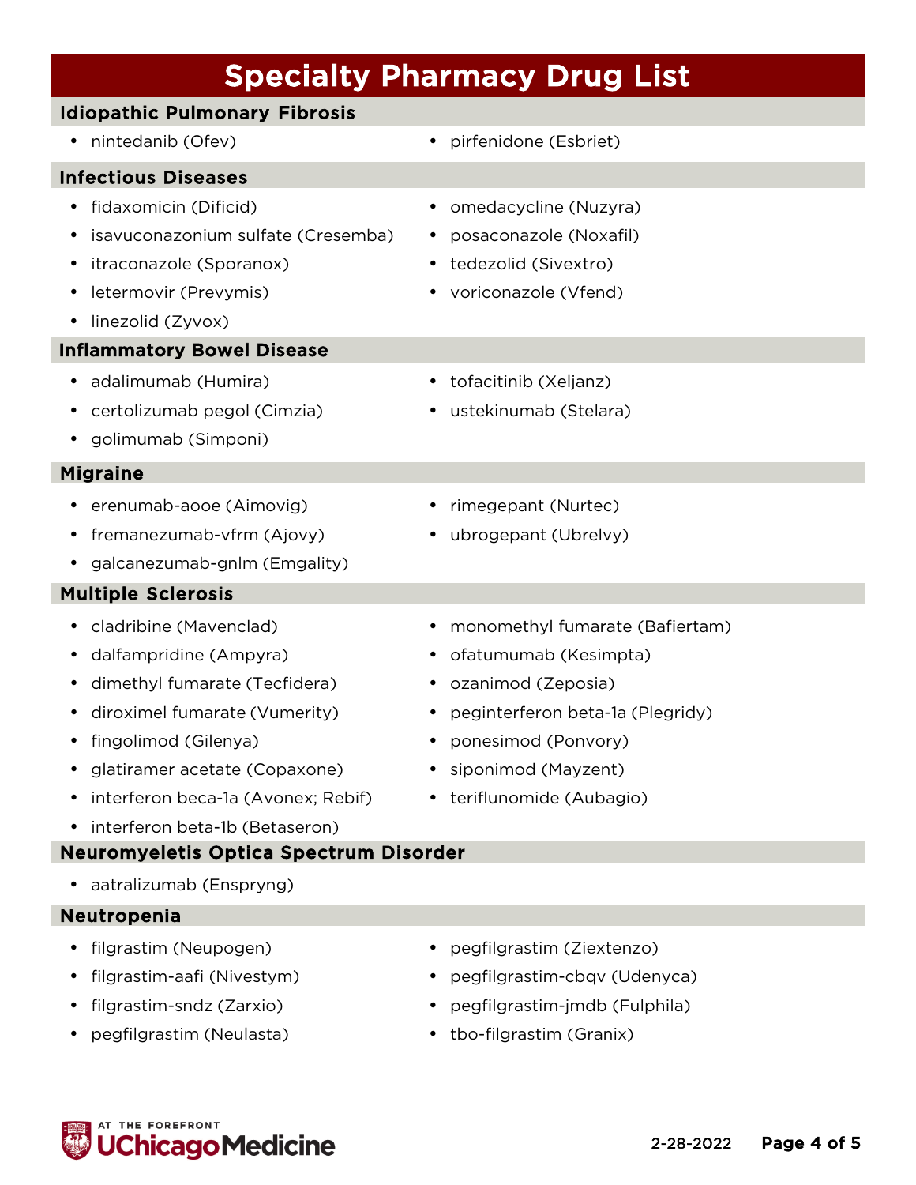# Specialty Pharmacy Drug List

## Idiopathic Pulmonary Fibrosis

- nintedanib (Ofev)
- pirfenidone (Esbriet)

## Infectious Diseases

- fidaxomicin (Dificid)
- isavuconazonium sulfate (Cresemba)
- itraconazole (Sporanox)
- letermovir (Prevymis)
- linezolid (Zyvox)
- omedacycline (Nuzyra)
- posaconazole (Noxafil)
- tedezolid (Sivextro)
- voriconazole (Vfend)

## Inflammatory Bowel Disease

- adalimumab (Humira)
- certolizumab pegol (Cimzia)
- golimumab (Simponi)
- tofacitinib (Xeljanz)
- ustekinumab (Stelara)

## Migraine

- erenumab-aooe (Aimovig)
- fremanezumab-vfrm (Ajovy)
- galcanezumab-gnlm (Emgality)
- rimegepant (Nurtec)
- ubrogepant (Ubrelvy)

## Multiple Sclerosis

- cladribine (Mavenclad)
- dalfampridine (Ampyra)
- dimethyl fumarate (Tecfidera)
- diroximel fumarate (Vumerity)
- fingolimod (Gilenya)
- glatiramer acetate (Copaxone)
- interferon beca-1a (Avonex; Rebif)
- interferon beta-1b (Betaseron)
- monomethyl fumarate (Bafiertam)
- ofatumumab (Kesimpta)
- ozanimod (Zeposia)
- peginterferon beta-1a (Plegridy)
- ponesimod (Ponvory)
- siponimod (Mayzent)
- teriflunomide (Aubagio)

## Neuromyeletis Optica Spectrum Disorder

- aatralizumab (Enspryng)

## Neutropenia

- filgrastim (Neupogen)
- filgrastim-aafi (Nivestym)
- filgrastim-sndz (Zarxio)
- pegfilgrastim (Neulasta)
- pegfilgrastim (Ziextenzo)
- pegfilgrastim-cbqv (Udenyca)
- pegfilgrastim-jmdb (Fulphila)
- tbo-filgrastim (Granix)

2-28-2022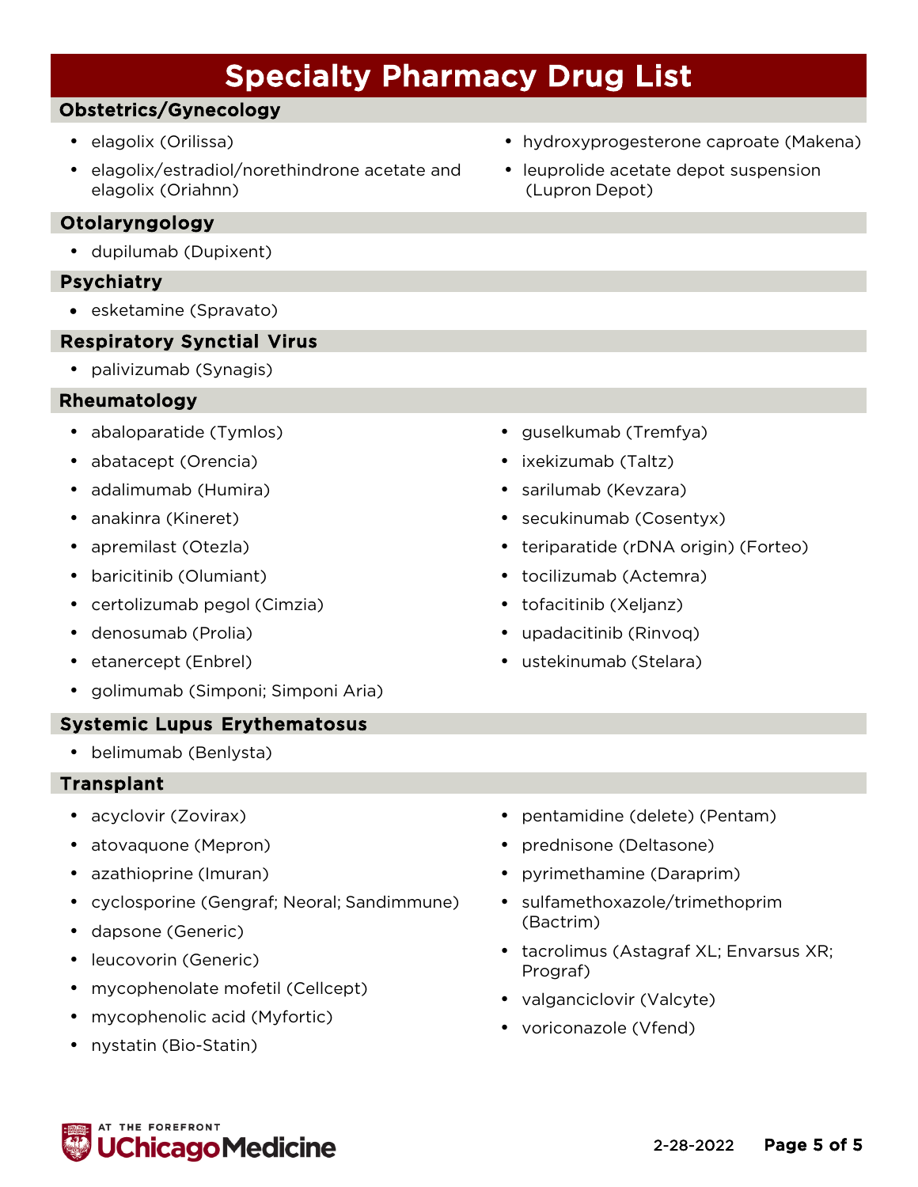# Specialty Pharmacy Drug List

## Obstetrics/Gynecology

- elagolix (Orilissa)
- elagolix/estradiol/norethindrone acetate and elagolix (Oriahnn)
- hydroxyprogesterone caproate (Makena)
- leuprolide acetate depot suspension (Lupron Depot)

## Otolaryngology

- dupilumab (Dupixent)

## Psychiatry

- esketamine (Spravato)

## Respiratory Synctial Virus

- palivizumab (Synagis)

## Rheumatology

- abaloparatide (Tymlos)
- abatacept (Orencia)
- adalimumab (Humira)
- anakinra (Kineret)
- apremilast (Otezla)
- baricitinib (Olumiant)
- certolizumab pegol (Cimzia)
- denosumab (Prolia)
- etanercept (Enbrel)
- golimumab (Simponi; Simponi Aria)
- guselkumab (Tremfya)
- ixekizumab (Taltz)
- sarilumab (Kevzara)
- secukinumab (Cosentyx)
- teriparatide (rDNA origin) (Forteo)
- tocilizumab (Actemra)
- tofacitinib (Xeljanz)
- upadacitinib (Rinvoq)
- ustekinumab (Stelara)

## Systemic Lupus Erythematosus

- belimumab (Benlysta)

## Transplant

- acyclovir (Zovirax)
- atovaquone (Mepron)
- azathioprine (Imuran)
- cyclosporine (Gengraf; Neoral; Sandimmune)
- dapsone (Generic)
- leucovorin (Generic)
- mycophenolate mofetil (Cellcept)
- mycophenolic acid (Myfortic)
- nystatin (Bio-Statin)
- pentamidine (delete) (Pentam)
- prednisone (Deltasone)
- pyrimethamine (Daraprim)
- sulfamethoxazole/trimethoprim (Bactrim)
- tacrolimus (Astagraf XL; Envarsus XR; Prograf)
- valganciclovir (Valcyte)
- voriconazole (Vfend)

2-28-2022